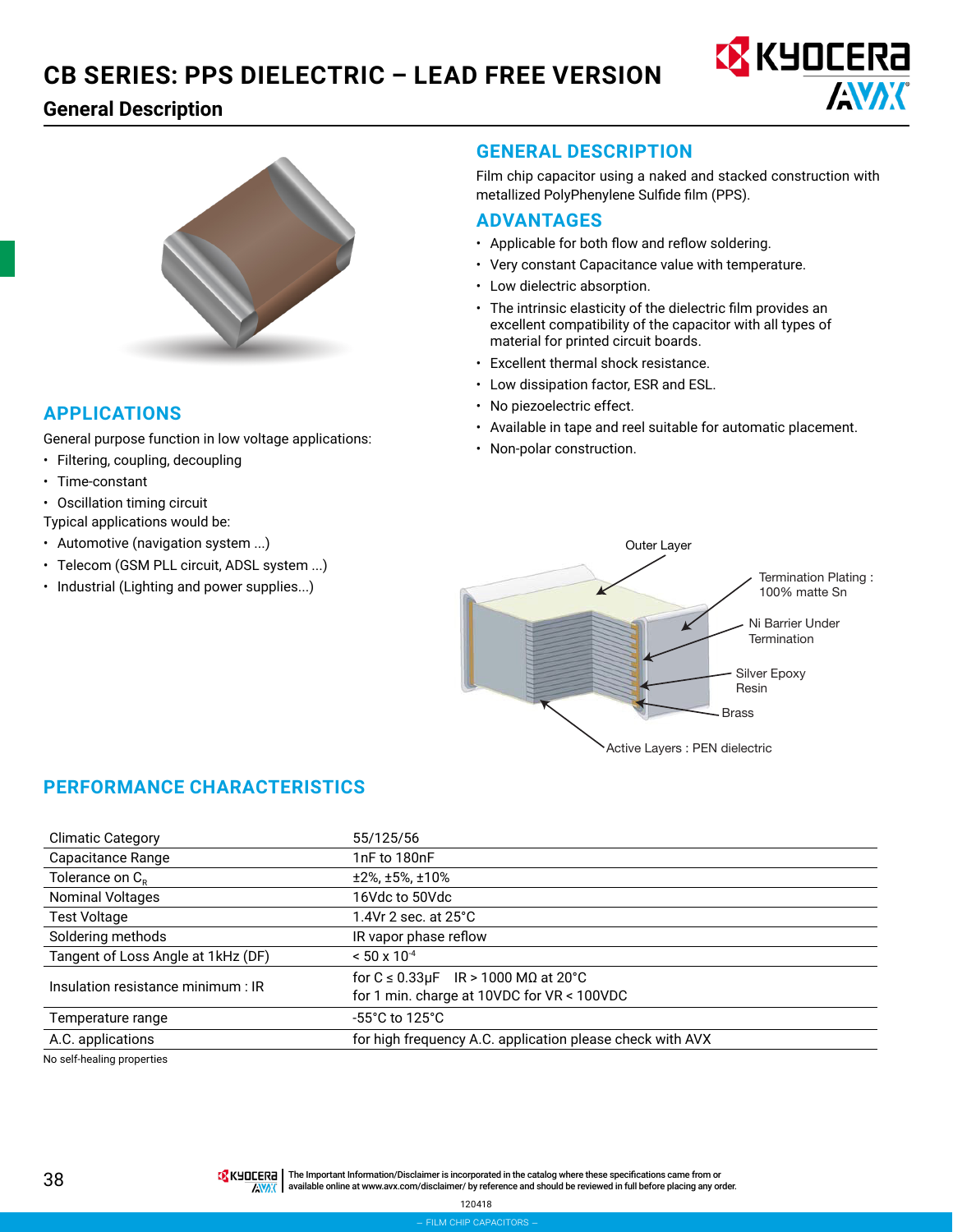# CB SERIES: PPS DIELECTRIC – LEAD FREE VERSION

## General Description

## GENERAL DESCRIPTION

Film chip capacitor using a naked and stacked construction with metallized PolyPhenylene Sulfide film (PPS).

## ADVANTAGES

- Applicable for both flow and reflow soldering.
- Very constant Capacitance value with temperature.
- Low dielectric absorption.
- The intrinsic elasticity of the dielectric film provides an excellent compatibility of the capacitor with all types of material for printed circuit boards.
- Excellent thermal shock resistance.
- Low dissipation factor, ESR and ESL.
- No piezoelectric effect.
- Available in tape and reel suitable for automatic placement.
- Non-polar construction.

## APPLICATIONS

General purpose function in low voltage applications:

- Filtering, coupling, decoupling
- Time-constant
- Oscillation timing circuit

Typical applications would be:

- Automotive (navigation system ...)
- Telecom (GSM PLL circuit, ADSL system ...)
- Industrial (Lighting and power supplies...)

Outer Layer

Termination Plating : 100% matte Sn

Ni Barrier Under Termination

Silver Epoxy Resin

Brass

Active Layers : PEN dielectric

## PERFORMANCE CHARACTERISTICS

| | |
|---|---|
| Climatic Category | 55/125/56 |
| Capacitance Range | 1nF to 180nF |
| Tolerance on $C_R$ | ±2%, ±5%, ±10% |
| Nominal Voltages | 16Vdc to 50Vdc |
| Test Voltage | 1.4Vr 2 sec. at 25°C |
| Soldering methods | IR vapor phase reflow |
| Tangent of Loss Angle at 1kHz (DF) | < 50 x $10^{-4}$ |
| Insulation resistance minimum : IR | for C ≤ 0.33μF IR > 1000 MΩ at 20°C<br>for 1 min. charge at 10VDC for VR < 100VDC |
| Temperature range | -55°C to 125°C |
| A.C. applications | for high frequency A.C. application please check with AVX |

No self-healing properties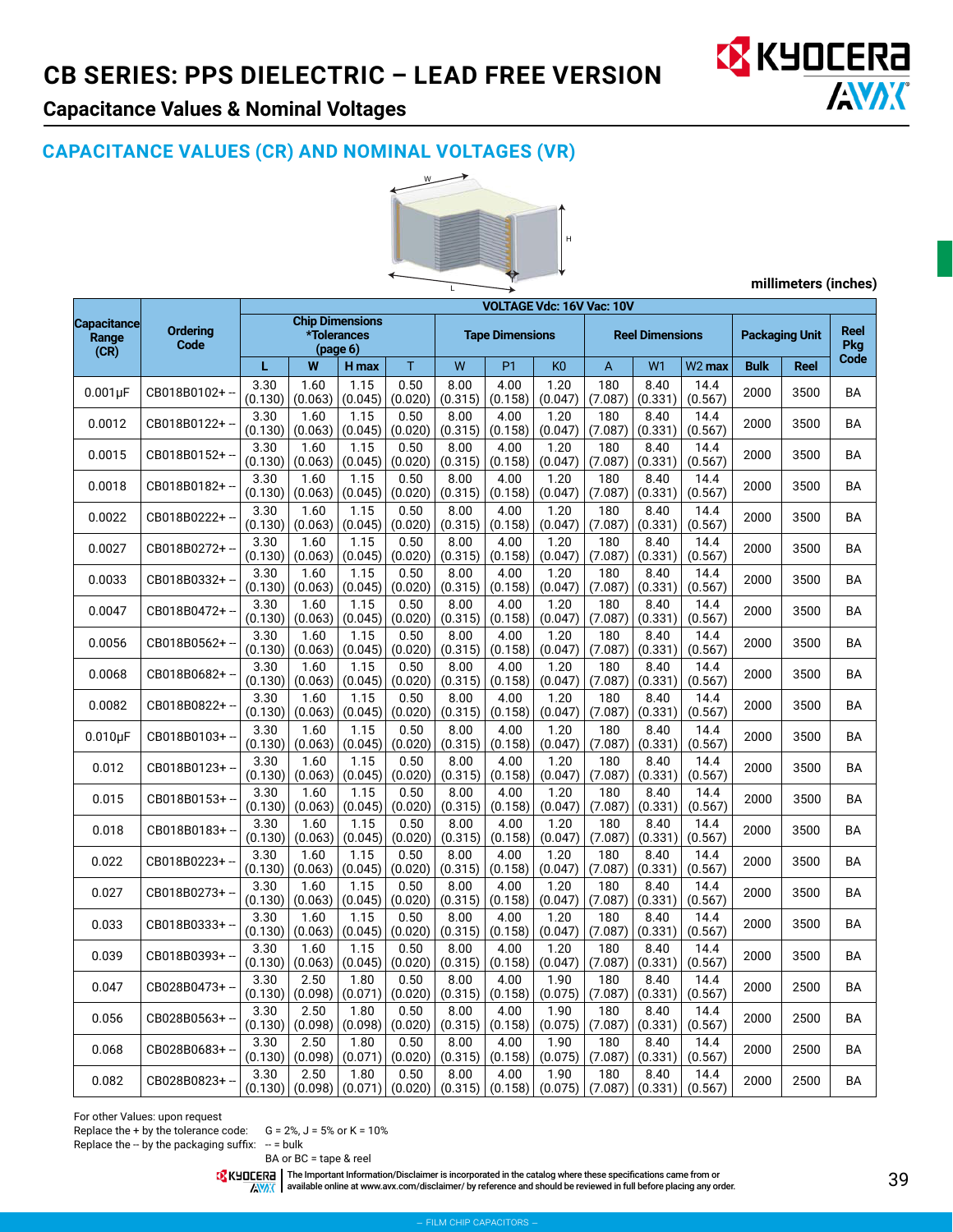# CB SERIES: PPS DIELECTRIC – LEAD FREE VERSION

## Capacitance Values & Nominal Voltages

## CAPACITANCE VALUES (CR) AND NOMINAL VOLTAGES (VR)

millimeters (inches)

| Capacitance Range (CR) | Ordering Code | VOLTAGE Vdc: 16V Vac: 10V | | | | | | | | | | | | | |
|---|---|---|---|---|---|---|---|---|---|---|---|---|---|---|---|
| | | Chip Dimensions *Tolerances (page 6) | | | | Tape Dimensions | | | Reel Dimensions | | | Packaging Unit | | Reel Pkg Code |
| | | L | W | H max | T | W | P1 | K0 | A | W1 | W2 max | Bulk | Reel | |
| 0.001µF | CB018B0102+-- | 3.30 (0.130) | 1.60 (0.063) | 1.15 (0.045) | 0.50 (0.020) | 8.00 (0.315) | 4.00 (0.158) | 1.20 (0.047) | 180 (7.087) | 8.40 (0.331) | 14.4 (0.567) | 2000 | 3500 | BA |
| 0.0012 | CB018B0122+-- | 3.30 (0.130) | 1.60 (0.063) | 1.15 (0.045) | 0.50 (0.020) | 8.00 (0.315) | 4.00 (0.158) | 1.20 (0.047) | 180 (7.087) | 8.40 (0.331) | 14.4 (0.567) | 2000 | 3500 | BA |
| 0.0015 | CB018B0152+-- | 3.30 (0.130) | 1.60 (0.063) | 1.15 (0.045) | 0.50 (0.020) | 8.00 (0.315) | 4.00 (0.158) | 1.20 (0.047) | 180 (7.087) | 8.40 (0.331) | 14.4 (0.567) | 2000 | 3500 | BA |
| 0.0018 | CB018B0182+-- | 3.30 (0.130) | 1.60 (0.063) | 1.15 (0.045) | 0.50 (0.020) | 8.00 (0.315) | 4.00 (0.158) | 1.20 (0.047) | 180 (7.087) | 8.40 (0.331) | 14.4 (0.567) | 2000 | 3500 | BA |
| 0.0022 | CB018B0222+-- | 3.30 (0.130) | 1.60 (0.063) | 1.15 (0.045) | 0.50 (0.020) | 8.00 (0.315) | 4.00 (0.158) | 1.20 (0.047) | 180 (7.087) | 8.40 (0.331) | 14.4 (0.567) | 2000 | 3500 | BA |
| 0.0027 | CB018B0272+-- | 3.30 (0.130) | 1.60 (0.063) | 1.15 (0.045) | 0.50 (0.020) | 8.00 (0.315) | 4.00 (0.158) | 1.20 (0.047) | 180 (7.087) | 8.40 (0.331) | 14.4 (0.567) | 2000 | 3500 | BA |
| 0.0033 | CB018B0332+-- | 3.30 (0.130) | 1.60 (0.063) | 1.15 (0.045) | 0.50 (0.020) | 8.00 (0.315) | 4.00 (0.158) | 1.20 (0.047) | 180 (7.087) | 8.40 (0.331) | 14.4 (0.567) | 2000 | 3500 | BA |
| 0.0047 | CB018B0472+-- | 3.30 (0.130) | 1.60 (0.063) | 1.15 (0.045) | 0.50 (0.020) | 8.00 (0.315) | 4.00 (0.158) | 1.20 (0.047) | 180 (7.087) | 8.40 (0.331) | 14.4 (0.567) | 2000 | 3500 | BA |
| 0.0056 | CB018B0562+-- | 3.30 (0.130) | 1.60 (0.063) | 1.15 (0.045) | 0.50 (0.020) | 8.00 (0.315) | 4.00 (0.158) | 1.20 (0.047) | 180 (7.087) | 8.40 (0.331) | 14.4 (0.567) | 2000 | 3500 | BA |
| 0.0068 | CB018B0682+-- | 3.30 (0.130) | 1.60 (0.063) | 1.15 (0.045) | 0.50 (0.020) | 8.00 (0.315) | 4.00 (0.158) | 1.20 (0.047) | 180 (7.087) | 8.40 (0.331) | 14.4 (0.567) | 2000 | 3500 | BA |
| 0.0082 | CB018B0822+-- | 3.30 (0.130) | 1.60 (0.063) | 1.15 (0.045) | 0.50 (0.020) | 8.00 (0.315) | 4.00 (0.158) | 1.20 (0.047) | 180 (7.087) | 8.40 (0.331) | 14.4 (0.567) | 2000 | 3500 | BA |
| 0.010µF | CB018B0103+-- | 3.30 (0.130) | 1.60 (0.063) | 1.15 (0.045) | 0.50 (0.020) | 8.00 (0.315) | 4.00 (0.158) | 1.20 (0.047) | 180 (7.087) | 8.40 (0.331) | 14.4 (0.567) | 2000 | 3500 | BA |
| 0.012 | CB018B0123+-- | 3.30 (0.130) | 1.60 (0.063) | 1.15 (0.045) | 0.50 (0.020) | 8.00 (0.315) | 4.00 (0.158) | 1.20 (0.047) | 180 (7.087) | 8.40 (0.331) | 14.4 (0.567) | 2000 | 3500 | BA |
| 0.015 | CB018B0153+-- | 3.30 (0.130) | 1.60 (0.063) | 1.15 (0.045) | 0.50 (0.020) | 8.00 (0.315) | 4.00 (0.158) | 1.20 (0.047) | 180 (7.087) | 8.40 (0.331) | 14.4 (0.567) | 2000 | 3500 | BA |
| 0.018 | CB018B0183+-- | 3.30 (0.130) | 1.60 (0.063) | 1.15 (0.045) | 0.50 (0.020) | 8.00 (0.315) | 4.00 (0.158) | 1.20 (0.047) | 180 (7.087) | 8.40 (0.331) | 14.4 (0.567) | 2000 | 3500 | BA |
| 0.022 | CB018B0223+-- | 3.30 (0.130) | 1.60 (0.063) | 1.15 (0.045) | 0.50 (0.020) | 8.00 (0.315) | 4.00 (0.158) | 1.20 (0.047) | 180 (7.087) | 8.40 (0.331) | 14.4 (0.567) | 2000 | 3500 | BA |
| 0.027 | CB018B0273+-- | 3.30 (0.130) | 1.60 (0.063) | 1.15 (0.045) | 0.50 (0.020) | 8.00 (0.315) | 4.00 (0.158) | 1.20 (0.047) | 180 (7.087) | 8.40 (0.331) | 14.4 (0.567) | 2000 | 3500 | BA |
| 0.033 | CB018B0333+-- | 3.30 (0.130) | 1.60 (0.063) | 1.15 (0.045) | 0.50 (0.020) | 8.00 (0.315) | 4.00 (0.158) | 1.20 (0.047) | 180 (7.087) | 8.40 (0.331) | 14.4 (0.567) | 2000 | 3500 | BA |
| 0.039 | CB018B0393+-- | 3.30 (0.130) | 1.60 (0.063) | 1.15 (0.045) | 0.50 (0.020) | 8.00 (0.315) | 4.00 (0.158) | 1.20 (0.047) | 180 (7.087) | 8.40 (0.331) | 14.4 (0.567) | 2000 | 3500 | BA |
| 0.047 | CB028B0473+-- | 3.30 (0.130) | 2.50 (0.098) | 1.80 (0.071) | 0.50 (0.020) | 8.00 (0.315) | 4.00 (0.158) | 1.90 (0.075) | 180 (7.087) | 8.40 (0.331) | 14.4 (0.567) | 2000 | 2500 | BA |
| 0.056 | CB028B0563+-- | 3.30 (0.130) | 2.50 (0.098) | 1.80 (0.098) | 0.50 (0.020) | 8.00 (0.315) | 4.00 (0.158) | 1.90 (0.075) | 180 (7.087) | 8.40 (0.331) | 14.4 (0.567) | 2000 | 2500 | BA |
| 0.068 | CB028B0683+-- | 3.30 (0.130) | 2.50 (0.098) | 1.80 (0.071) | 0.50 (0.020) | 8.00 (0.315) | 4.00 (0.158) | 1.90 (0.075) | 180 (7.087) | 8.40 (0.331) | 14.4 (0.567) | 2000 | 2500 | BA |
| 0.082 | CB028B0823+-- | 3.30 (0.130) | 2.50 (0.098) | 1.80 (0.071) | 0.50 (0.020) | 8.00 (0.315) | 4.00 (0.158) | 1.90 (0.075) | 180 (7.087) | 8.40 (0.331) | 14.4 (0.567) | 2000 | 2500 | BA |

For other Values: upon request

Replace the + by the tolerance code: G = 2%, J = 5% or K = 10%

Replace the -- by the packaging suffix: -- = bulk

BA or BC = tape & reel

The Important Information/Disclaimer is incorporated in the catalog where these specifications came from or available online at www.avx.com/disclaimer/ by reference and should be reviewed in full before placing any order.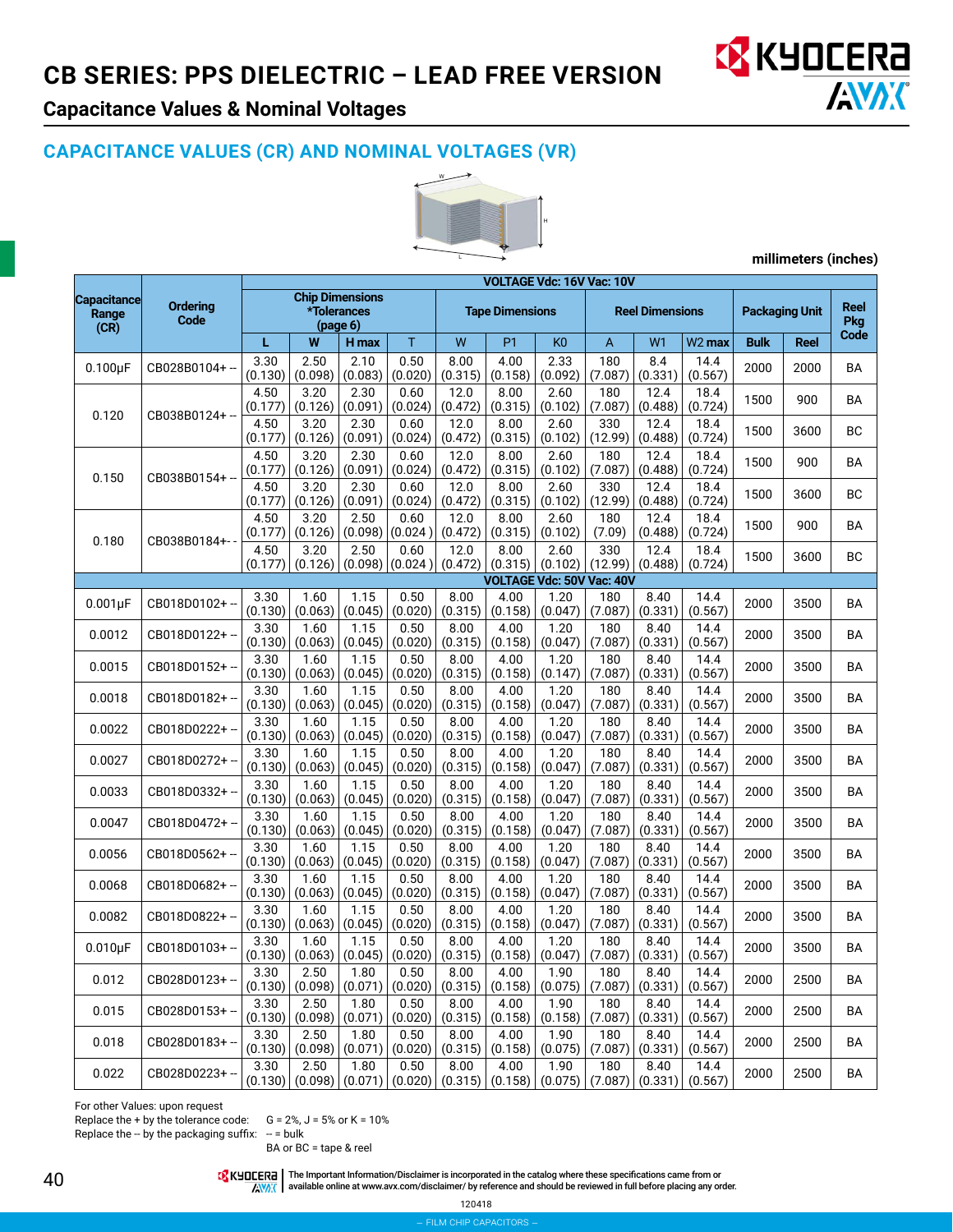# CB SERIES: PPS DIELECTRIC – LEAD FREE VERSION

## Capacitance Values & Nominal Voltages

### CAPACITANCE VALUES (CR) AND NOMINAL VOLTAGES (VR)

millimeters (inches)

| Capacitance Range (CR) | Ordering Code | Chip Dimensions *Tolerances (page 6) | | | | Tape Dimensions | | | Reel Dimensions | | | Packaging Unit | | Reel Pkg Code |
|---|---|---|---|---|---|---|---|---|---|---|---|---|---|---|
| | | L | W | H max | T | W | P1 | K0 | A | W1 | W2 max | Bulk | Reel | |
| **VOLTAGE Vdc: 16V Vac: 10V** | | | | | | | | | | | | | | |
| 0.100µF | CB028B0104+-- | 3.30 (0.130) | 2.50 (0.098) | 2.10 (0.083) | 0.50 (0.020) | 8.00 (0.315) | 4.00 (0.158) | 2.33 (0.092) | 180 (7.087) | 8.4 (0.331) | 14.4 (0.567) | 2000 | 2000 | BA |
| 0.120 | CB038B0124+-- | 4.50 (0.177) | 3.20 (0.126) | 2.30 (0.091) | 0.60 (0.024) | 12.0 (0.472) | 8.00 (0.315) | 2.60 (0.102) | 180 (7.087) | 12.4 (0.488) | 18.4 (0.724) | 1500 | 900 | BA |
| | | 4.50 (0.177) | 3.20 (0.126) | 2.30 (0.091) | 0.60 (0.024) | 12.0 (0.472) | 8.00 (0.315) | 2.60 (0.102) | 330 (12.99) | 12.4 (0.488) | 18.4 (0.724) | 1500 | 3600 | BC |
| 0.150 | CB038B0154+-- | 4.50 (0.177) | 3.20 (0.126) | 2.30 (0.091) | 0.60 (0.024) | 12.0 (0.472) | 8.00 (0.315) | 2.60 (0.102) | 180 (7.087) | 12.4 (0.488) | 18.4 (0.724) | 1500 | 900 | BA |
| | | 4.50 (0.177) | 3.20 (0.126) | 2.30 (0.091) | 0.60 (0.024) | 12.0 (0.472) | 8.00 (0.315) | 2.60 (0.102) | 330 (12.99) | 12.4 (0.488) | 18.4 (0.724) | 1500 | 3600 | BC |
| 0.180 | CB038B0184+-- | 4.50 (0.177) | 3.20 (0.126) | 2.50 (0.098) | 0.60 (0.024) | 12.0 (0.472) | 8.00 (0.315) | 2.60 (0.102) | 180 (7.09) | 12.4 (0.488) | 18.4 (0.724) | 1500 | 900 | BA |
| | | 4.50 (0.177) | 3.20 (0.126) | 2.50 (0.098) | 0.60 (0.024) | 12.0 (0.472) | 8.00 (0.315) | 2.60 (0.102) | 330 (12.99) | 12.4 (0.488) | 18.4 (0.724) | 1500 | 3600 | BC |
| **VOLTAGE Vdc: 50V Vac: 40V** | | | | | | | | | | | | | | |
| 0.001µF | CB018D0102+-- | 3.30 (0.130) | 1.60 (0.063) | 1.15 (0.045) | 0.50 (0.020) | 8.00 (0.315) | 4.00 (0.158) | 1.20 (0.047) | 180 (7.087) | 8.40 (0.331) | 14.4 (0.567) | 2000 | 3500 | BA |
| 0.0012 | CB018D0122+-- | 3.30 (0.130) | 1.60 (0.063) | 1.15 (0.045) | 0.50 (0.020) | 8.00 (0.315) | 4.00 (0.158) | 1.20 (0.047) | 180 (7.087) | 8.40 (0.331) | 14.4 (0.567) | 2000 | 3500 | BA |
| 0.0015 | CB018D0152+-- | 3.30 (0.130) | 1.60 (0.063) | 1.15 (0.045) | 0.50 (0.020) | 8.00 (0.315) | 4.00 (0.158) | 1.20 (0.147) | 180 (7.087) | 8.40 (0.331) | 14.4 (0.567) | 2000 | 3500 | BA |
| 0.0018 | CB018D0182+-- | 3.30 (0.130) | 1.60 (0.063) | 1.15 (0.045) | 0.50 (0.020) | 8.00 (0.315) | 4.00 (0.158) | 1.20 (0.047) | 180 (7.087) | 8.40 (0.331) | 14.4 (0.567) | 2000 | 3500 | BA |
| 0.0022 | CB018D0222+-- | 3.30 (0.130) | 1.60 (0.063) | 1.15 (0.045) | 0.50 (0.020) | 8.00 (0.315) | 4.00 (0.158) | 1.20 (0.047) | 180 (7.087) | 8.40 (0.331) | 14.4 (0.567) | 2000 | 3500 | BA |
| 0.0027 | CB018D0272+-- | 3.30 (0.130) | 1.60 (0.063) | 1.15 (0.045) | 0.50 (0.020) | 8.00 (0.315) | 4.00 (0.158) | 1.20 (0.047) | 180 (7.087) | 8.40 (0.331) | 14.4 (0.567) | 2000 | 3500 | BA |
| 0.0033 | CB018D0332+-- | 3.30 (0.130) | 1.60 (0.063) | 1.15 (0.045) | 0.50 (0.020) | 8.00 (0.315) | 4.00 (0.158) | 1.20 (0.047) | 180 (7.087) | 8.40 (0.331) | 14.4 (0.567) | 2000 | 3500 | BA |
| 0.0047 | CB018D0472+-- | 3.30 (0.130) | 1.60 (0.063) | 1.15 (0.045) | 0.50 (0.020) | 8.00 (0.315) | 4.00 (0.158) | 1.20 (0.047) | 180 (7.087) | 8.40 (0.331) | 14.4 (0.567) | 2000 | 3500 | BA |
| 0.0056 | CB018D0562+-- | 3.30 (0.130) | 1.60 (0.063) | 1.15 (0.045) | 0.50 (0.020) | 8.00 (0.315) | 4.00 (0.158) | 1.20 (0.047) | 180 (7.087) | 8.40 (0.331) | 14.4 (0.567) | 2000 | 3500 | BA |
| 0.0068 | CB018D0682+-- | 3.30 (0.130) | 1.60 (0.063) | 1.15 (0.045) | 0.50 (0.020) | 8.00 (0.315) | 4.00 (0.158) | 1.20 (0.047) | 180 (7.087) | 8.40 (0.331) | 14.4 (0.567) | 2000 | 3500 | BA |
| 0.0082 | CB018D0822+-- | 3.30 (0.130) | 1.60 (0.063) | 1.15 (0.045) | 0.50 (0.020) | 8.00 (0.315) | 4.00 (0.158) | 1.20 (0.047) | 180 (7.087) | 8.40 (0.331) | 14.4 (0.567) | 2000 | 3500 | BA |
| 0.010µF | CB018D0103+-- | 3.30 (0.130) | 1.60 (0.063) | 1.15 (0.045) | 0.50 (0.020) | 8.00 (0.315) | 4.00 (0.158) | 1.20 (0.047) | 180 (7.087) | 8.40 (0.331) | 14.4 (0.567) | 2000 | 3500 | BA |
| 0.012 | CB028D0123+-- | 3.30 (0.130) | 2.50 (0.098) | 1.80 (0.071) | 0.50 (0.020) | 8.00 (0.315) | 4.00 (0.158) | 1.90 (0.075) | 180 (7.087) | 8.40 (0.331) | 14.4 (0.567) | 2000 | 2500 | BA |
| 0.015 | CB028D0153+-- | 3.30 (0.130) | 2.50 (0.098) | 1.80 (0.071) | 0.50 (0.020) | 8.00 (0.315) | 4.00 (0.158) | 1.90 (0.158) | 180 (7.087) | 8.40 (0.331) | 14.4 (0.567) | 2000 | 2500 | BA |
| 0.018 | CB028D0183+-- | 3.30 (0.130) | 2.50 (0.098) | 1.80 (0.071) | 0.50 (0.020) | 8.00 (0.315) | 4.00 (0.158) | 1.90 (0.075) | 180 (7.087) | 8.40 (0.331) | 14.4 (0.567) | 2000 | 2500 | BA |
| 0.022 | CB028D0223+-- | 3.30 (0.130) | 2.50 (0.098) | 1.80 (0.071) | 0.50 (0.020) | 8.00 (0.315) | 4.00 (0.158) | 1.90 (0.075) | 180 (7.087) | 8.40 (0.331) | 14.4 (0.567) | 2000 | 2500 | BA |

For other Values: upon request

Replace the + by the tolerance code: G = 2%, J = 5% or K = 10%

Replace the -- by the packaging suffix: -- = bulk

BA or BC = tape & reel

The Important Information/Disclaimer is incorporated in the catalog where these specifications came from or available online at www.avx.com/disclaimer/ by reference and should be reviewed in full before placing any order.

120418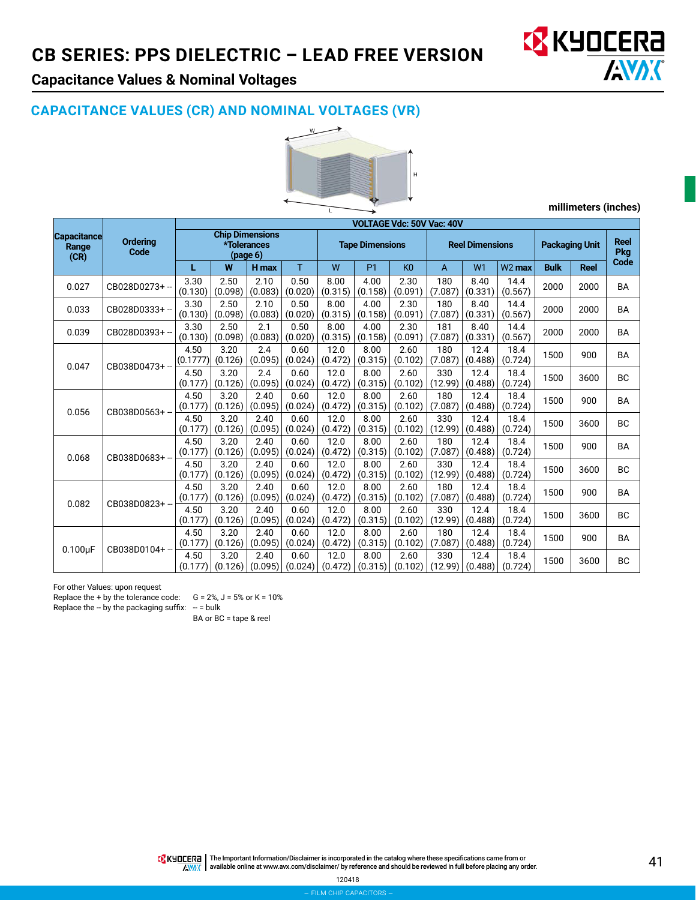# CB SERIES: PPS DIELECTRIC – LEAD FREE VERSION

## Capacitance Values & Nominal Voltages

## CAPACITANCE VALUES (CR) AND NOMINAL VOLTAGES (VR)

millimeters (inches)

| Capacitance Range (CR) | Ordering Code | VOLTAGE Vdc: 50V Vac: 40V | | | | | | | | | | | | Reel Pkg Code |
|---|---|---|---|---|---|---|---|---|---|---|---|---|---|---|
| | | Chip Dimensions *Tolerances (page 6) | | | | Tape Dimensions | | | Reel Dimensions | | | Packaging Unit | | |
| | | L | W | H max | T | W | P1 | K0 | A | W1 | W2 max | Bulk | Reel | |
| 0.027 | CB028D0273+ -- | 3.30 (0.130) | 2.50 (0.098) | 2.10 (0.083) | 0.50 (0.020) | 8.00 (0.315) | 4.00 (0.158) | 2.30 (0.091) | 180 (7.087) | 8.40 (0.331) | 14.4 (0.567) | 2000 | 2000 | BA |
| 0.033 | CB028D0333+ -- | 3.30 (0.130) | 2.50 (0.098) | 2.10 (0.083) | 0.50 (0.020) | 8.00 (0.315) | 4.00 (0.158) | 2.30 (0.091) | 180 (7.087) | 8.40 (0.331) | 14.4 (0.567) | 2000 | 2000 | BA |
| 0.039 | CB028D0393+ -- | 3.30 (0.130) | 2.50 (0.098) | 2.1 (0.083) | 0.50 (0.020) | 8.00 (0.315) | 4.00 (0.158) | 2.30 (0.091) | 181 (7.087) | 8.40 (0.331) | 14.4 (0.567) | 2000 | 2000 | BA |
| 0.047 | CB038D0473+ -- | 4.50 (0.1777) | 3.20 (0.126) | 2.4 (0.095) | 0.60 (0.024) | 12.0 (0.472) | 8.00 (0.315) | 2.60 (0.102) | 180 (7.087) | 12.4 (0.488) | 18.4 (0.724) | 1500 | 900 | BA |
| | | 4.50 (0.177) | 3.20 (0.126) | 2.4 (0.095) | 0.60 (0.024) | 12.0 (0.472) | 8.00 (0.315) | 2.60 (0.102) | 330 (12.99) | 12.4 (0.488) | 18.4 (0.724) | 1500 | 3600 | BC |
| 0.056 | CB038D0563+ -- | 4.50 (0.177) | 3.20 (0.126) | 2.40 (0.095) | 0.60 (0.024) | 12.0 (0.472) | 8.00 (0.315) | 2.60 (0.102) | 180 (7.087) | 12.4 (0.488) | 18.4 (0.724) | 1500 | 900 | BA |
| | | 4.50 (0.177) | 3.20 (0.126) | 2.40 (0.095) | 0.60 (0.024) | 12.0 (0.472) | 8.00 (0.315) | 2.60 (0.102) | 330 (12.99) | 12.4 (0.488) | 18.4 (0.724) | 1500 | 3600 | BC |
| 0.068 | CB038D0683+ -- | 4.50 (0.177) | 3.20 (0.126) | 2.40 (0.095) | 0.60 (0.024) | 12.0 (0.472) | 8.00 (0.315) | 2.60 (0.102) | 180 (7.087) | 12.4 (0.488) | 18.4 (0.724) | 1500 | 900 | BA |
| | | 4.50 (0.177) | 3.20 (0.126) | 2.40 (0.095) | 0.60 (0.024) | 12.0 (0.472) | 8.00 (0.315) | 2.60 (0.102) | 330 (12.99) | 12.4 (0.488) | 18.4 (0.724) | 1500 | 3600 | BC |
| 0.082 | CB038D0823+ -- | 4.50 (0.177) | 3.20 (0.126) | 2.40 (0.095) | 0.60 (0.024) | 12.0 (0.472) | 8.00 (0.315) | 2.60 (0.102) | 180 (7.087) | 12.4 (0.488) | 18.4 (0.724) | 1500 | 900 | BA |
| | | 4.50 (0.177) | 3.20 (0.126) | 2.40 (0.095) | 0.60 (0.024) | 12.0 (0.472) | 8.00 (0.315) | 2.60 (0.102) | 330 (12.99) | 12.4 (0.488) | 18.4 (0.724) | 1500 | 3600 | BC |
| 0.100µF | CB038D0104+ -- | 4.50 (0.177) | 3.20 (0.126) | 2.40 (0.095) | 0.60 (0.024) | 12.0 (0.472) | 8.00 (0.315) | 2.60 (0.102) | 180 (7.087) | 12.4 (0.488) | 18.4 (0.724) | 1500 | 900 | BA |
| | | 4.50 (0.177) | 3.20 (0.126) | 2.40 (0.095) | 0.60 (0.024) | 12.0 (0.472) | 8.00 (0.315) | 2.60 (0.102) | 330 (12.99) | 12.4 (0.488) | 18.4 (0.724) | 1500 | 3600 | BC |

For other Values: upon request

Replace the + by the tolerance code: G = 2%, J = 5% or K = 10%

Replace the -- by the packaging suffix: -- = bulk

BA or BC = tape & reel

The Important Information/Disclaimer is incorporated in the catalog where these specifications came from or available online at www.avx.com/disclaimer/ by reference and should be reviewed in full before placing any order.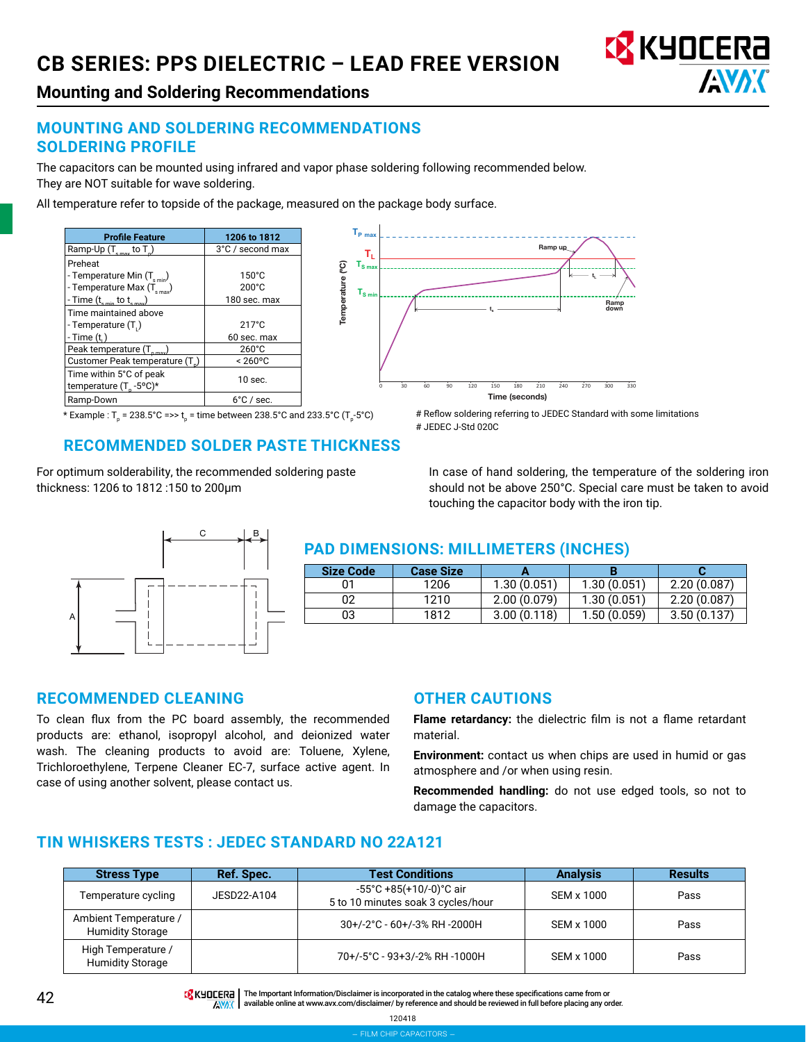# CB SERIES: PPS DIELECTRIC – LEAD FREE VERSION

## Mounting and Soldering Recommendations

## MOUNTING AND SOLDERING RECOMMENDATIONS

## SOLDERING PROFILE

The capacitors can be mounted using infrared and vapor phase soldering following recommended below.
They are NOT suitable for wave soldering.

All temperature refer to topside of the package, measured on the package body surface.

| Profile Feature | 1206 to 1812 |
|---|---|
| Ramp-Up ($T_{s\,max}$ to $T_p$) | 3°C / second max |
| Preheat<br>- Temperature Min ($T_{s\,min}$)<br>- Temperature Max ($T_{s\,max}$)<br>- Time ($t_{s\,min}$ to $t_{s\,max}$) | <br>150°C<br>200°C<br>180 sec. max |
| Time maintained above<br>- Temperature ($T_L$)<br>- Time ($t_L$) | <br>217°C<br>60 sec. max |
| Peak temperature ($T_{p\,max}$) | 260°C |
| Customer Peak temperature ($T_p$) | < 260°C |
| Time within 5°C of peak temperature ($T_p$ -5°C)* | 10 sec. |
| Ramp-Down | 6°C / sec. |

\* Example : $T_p$ = 238.5°C =>> $t_p$ = time between 238.5°C and 233.5°C ($T_p$-5°C)

# Reflow soldering referring to JEDEC Standard with some limitations
# JEDEC J-Std 020C

## RECOMMENDED SOLDER PASTE THICKNESS

For optimum solderability, the recommended soldering paste thickness: 1206 to 1812 :150 to 200µm

In case of hand soldering, the temperature of the soldering iron should not be above 250°C. Special care must be taken to avoid touching the capacitor body with the iron tip.

## PAD DIMENSIONS: MILLIMETERS (INCHES)

| Size Code | Case Size | A | B | C |
|---|---|---|---|---|
| 01 | 1206 | 1.30 (0.051) | 1.30 (0.051) | 2.20 (0.087) |
| 02 | 1210 | 2.00 (0.079) | 1.30 (0.051) | 2.20 (0.087) |
| 03 | 1812 | 3.00 (0.118) | 1.50 (0.059) | 3.50 (0.137) |

## RECOMMENDED CLEANING

To clean flux from the PC board assembly, the recommended products are: ethanol, isopropyl alcohol, and deionized water wash. The cleaning products to avoid are: Toluene, Xylene, Trichloroethylene, Terpene Cleaner EC-7, surface active agent. In case of using another solvent, please contact us.

## OTHER CAUTIONS

**Flame retardancy:** the dielectric film is not a flame retardant material.

**Environment:** contact us when chips are used in humid or gas atmosphere and /or when using resin.

**Recommended handling:** do not use edged tools, so not to damage the capacitors.

## TIN WHISKERS TESTS : JEDEC STANDARD NO 22A121

| Stress Type | Ref. Spec. | Test Conditions | Analysis | Results |
|---|---|---|---|---|
| Temperature cycling | JESD22-A104 | -55°C +85(+10/-0)°C air<br>5 to 10 minutes soak 3 cycles/hour | SEM x 1000 | Pass |
| Ambient Temperature / Humidity Storage | | 30+/-2°C - 60+/-3% RH -2000H | SEM x 1000 | Pass |
| High Temperature / Humidity Storage | | 70+/-5°C - 93+3/-2% RH -1000H | SEM x 1000 | Pass |

The Important Information/Disclaimer is incorporated in the catalog where these specifications came from or available online at www.avx.com/disclaimer/ by reference and should be reviewed in full before placing any order.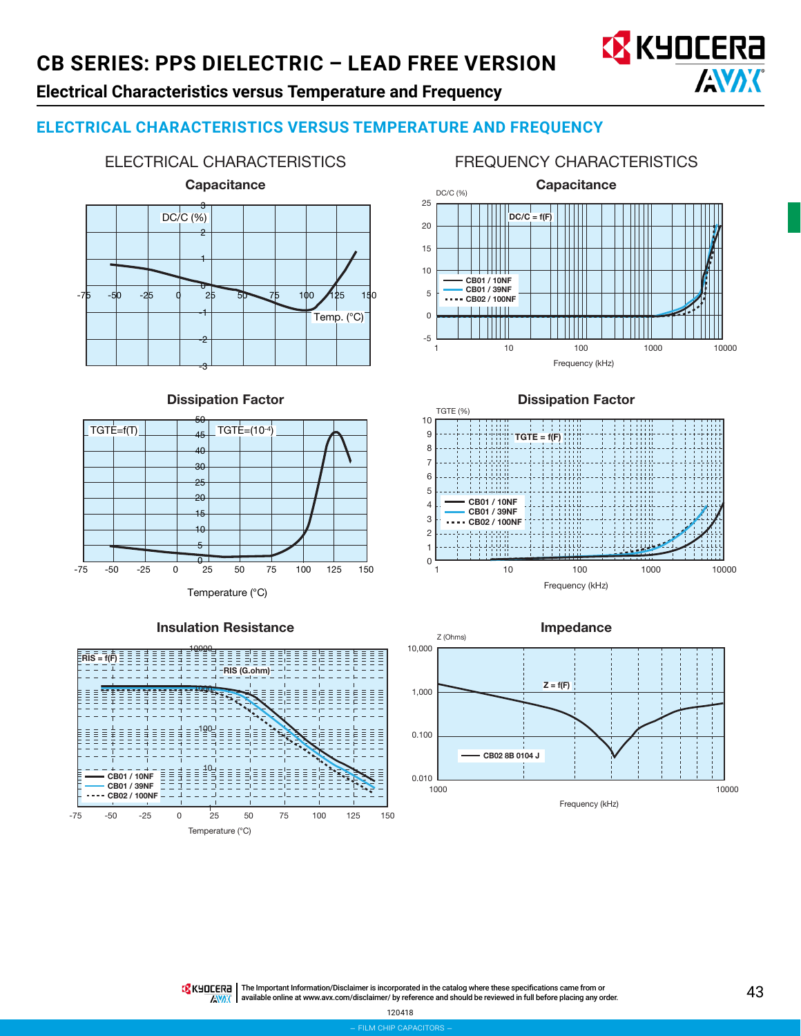# CB SERIES: PPS DIELECTRIC – LEAD FREE VERSION

## Electrical Characteristics versus Temperature and Frequency

### ELECTRICAL CHARACTERISTICS VERSUS TEMPERATURE AND FREQUENCY

ELECTRICAL CHARACTERISTICS

**Capacitance**

DC/C (%)

3, 2, 1, 0, -1, -2, -3

-75, -50, -25, 0, 25, 50, 75, 100, 125, 150

Temp. (°C)

**Dissipation Factor**

TGTE=f(T)

TGTE=($10^{-4}$)

50, 45, 40, 30, 25, 20, 15, 10, 5, 0

-75, -50, -25, 0, 25, 50, 75, 100, 125, 150

Temperature (°C)

**Insulation Resistance**

RIS = f(F)

RIS (G.ohm)

10000, 1000, 100, 10

CB01 / 10NF
CB01 / 39NF
CB02 / 100NF

-75, -50, -25, 0, 25, 50, 75, 100, 125, 150

Temperature (°C)

FREQUENCY CHARACTERISTICS

**Capacitance**

DC/C (%)

DC/C = f(F)

25, 20, 15, 10, 5, 0, -5

CB01 / 10NF
CB01 / 39NF
CB02 / 100NF

1, 10, 100, 1000, 10000

Frequency (kHz)

**Dissipation Factor**

TGTE (%)

TGTE = f(F)

10, 9, 8, 7, 6, 5, 4, 3, 2, 1, 0

CB01 / 10NF
CB01 / 39NF
CB02 / 100NF

1, 10, 100, 1000, 10000

Frequency (kHz)

**Impedance**

Z (Ohms)

Z = f(F)

10,000, 1,000, 0.100, 0.010

CB02 8B 0104 J

1000, 10000

Frequency (kHz)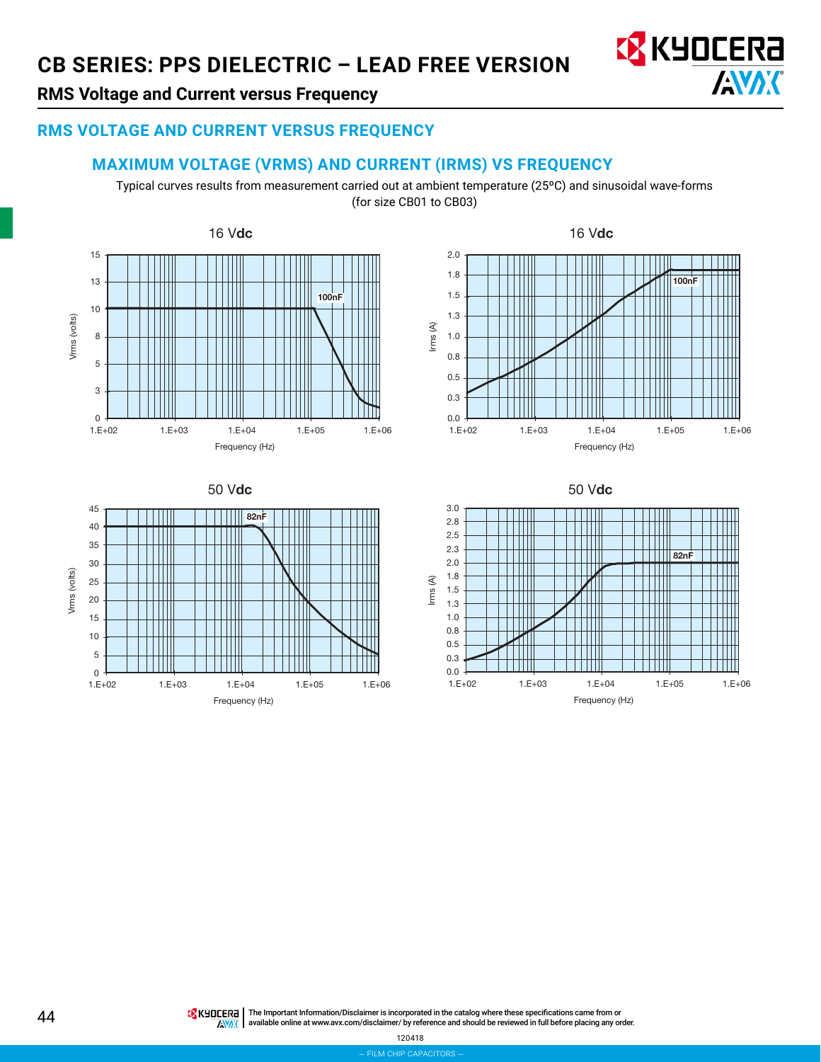# CB SERIES: PPS DIELECTRIC – LEAD FREE VERSION

## RMS Voltage and Current versus Frequency

### RMS VOLTAGE AND CURRENT VERSUS FREQUENCY

#### MAXIMUM VOLTAGE (VRMS) AND CURRENT (IRMS) VS FREQUENCY

Typical curves results from measurement carried out at ambient temperature (25°C) and sinusoidal wave-forms (for size CB01 to CB03)

16 Vdc

Vrms (volts) — 100nF — Frequency (Hz)

16 Vdc

Irms (A) — 100nF — Frequency (Hz)

50 Vdc

Vrms (volts) — 82nF — Frequency (Hz)

50 Vdc

Irms (A) — 82nF — Frequency (Hz)

The Important Information/Disclaimer is incorporated in the catalog where these specifications came from or available online at www.avx.com/disclaimer/ by reference and should be reviewed in full before placing any order.

120418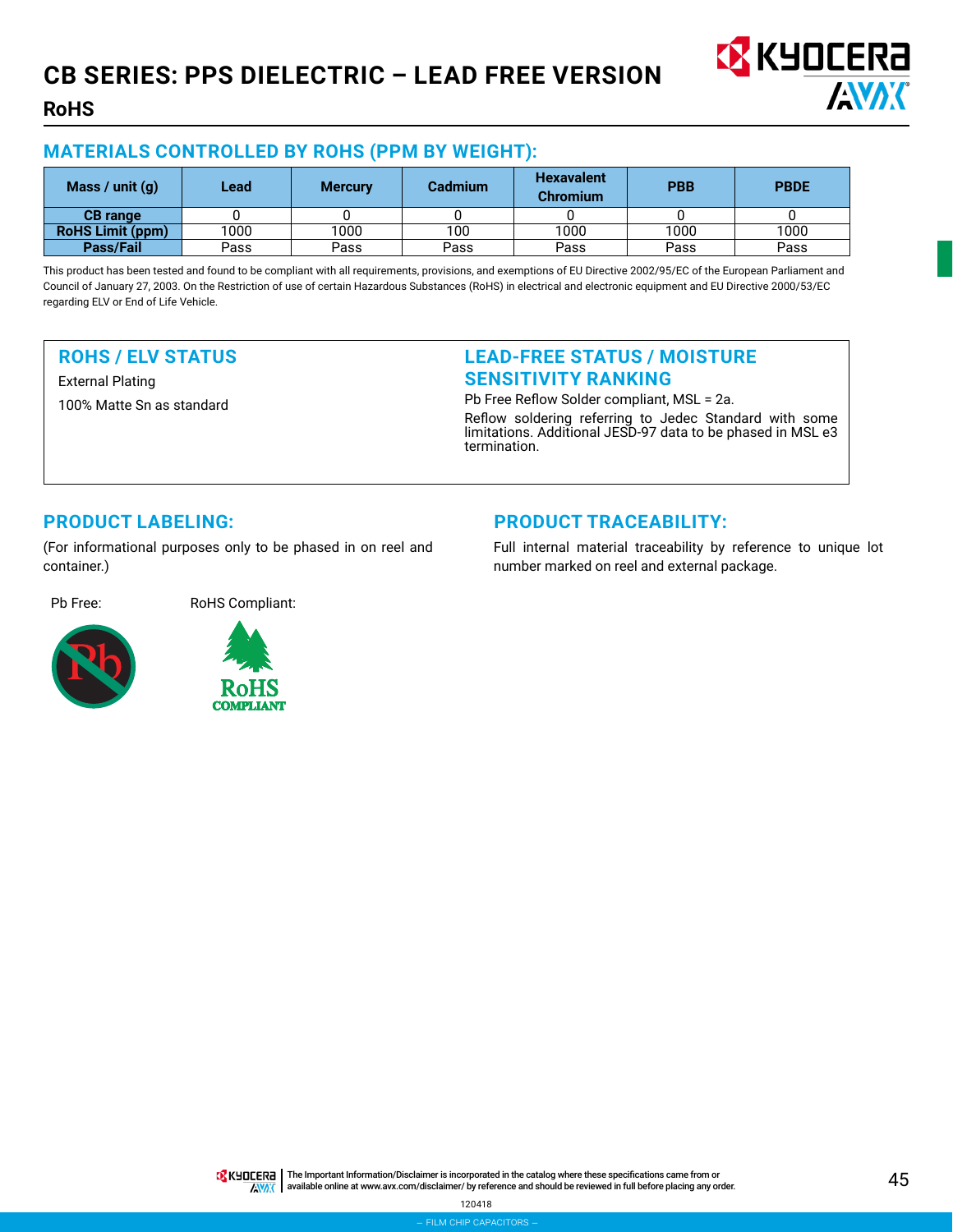# CB SERIES: PPS DIELECTRIC – LEAD FREE VERSION

## RoHS

### MATERIALS CONTROLLED BY ROHS (PPM BY WEIGHT):

| Mass / unit (g) | Lead | Mercury | Cadmium | Hexavalent Chromium | PBB | PBDE |
|---|---|---|---|---|---|---|
| **CB range** | 0 | 0 | 0 | 0 | 0 | 0 |
| **RoHS Limit (ppm)** | 1000 | 1000 | 100 | 1000 | 1000 | 1000 |
| **Pass/Fail** | Pass | Pass | Pass | Pass | Pass | Pass |

This product has been tested and found to be compliant with all requirements, provisions, and exemptions of EU Directive 2002/95/EC of the European Parliament and Council of January 27, 2003. On the Restriction of use of certain Hazardous Substances (RoHS) in electrical and electronic equipment and EU Directive 2000/53/EC regarding ELV or End of Life Vehicle.

### ROHS / ELV STATUS

External Plating

100% Matte Sn as standard

### LEAD-FREE STATUS / MOISTURE SENSITIVITY RANKING

Pb Free Reflow Solder compliant, MSL = 2a.

Reflow soldering referring to Jedec Standard with some limitations. Additional JESD-97 data to be phased in MSL e3 termination.

### PRODUCT LABELING:

(For informational purposes only to be phased in on reel and container.)

Pb Free:

RoHS Compliant:

### PRODUCT TRACEABILITY:

Full internal material traceability by reference to unique lot number marked on reel and external package.

The Important Information/Disclaimer is incorporated in the catalog where these specifications came from or available online at www.avx.com/disclaimer/ by reference and should be reviewed in full before placing any order.

120418